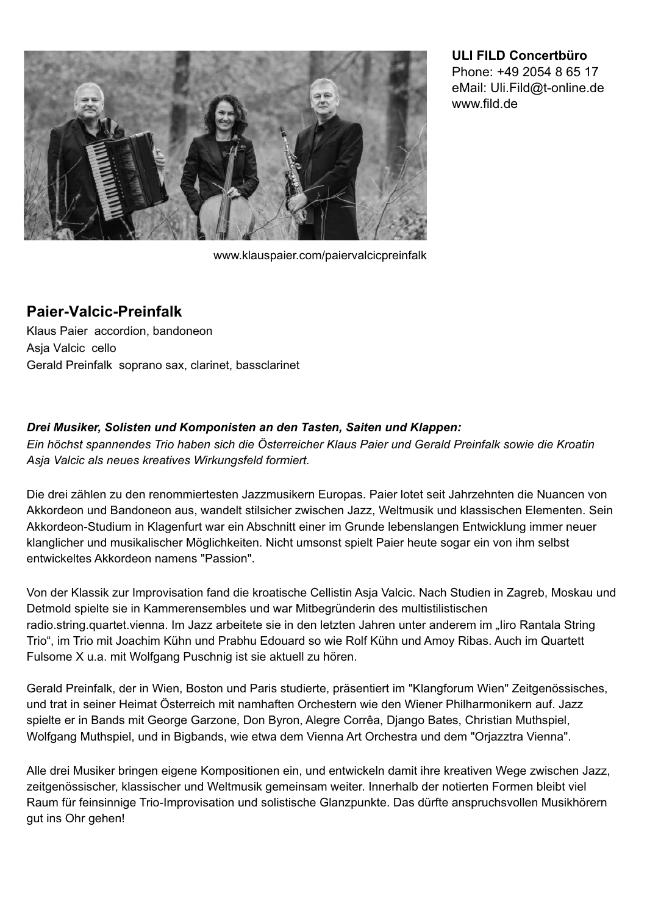**ULI FILD Concertbüro**
Phone: +49 2054 8 65 17
eMail: Uli.Fild@t-online.de
www.fild.de

www.klauspaier.com/paiervalcicpreinfalk

## Paier-Valcic-Preinfalk

Klaus Paier  accordion, bandoneon
Asja Valcic  cello
Gerald Preinfalk  soprano sax, clarinet, bassclarinet

***Drei Musiker, Solisten und Komponisten an den Tasten, Saiten und Klappen:***
*Ein höchst spannendes Trio haben sich die Österreicher Klaus Paier und Gerald Preinfalk sowie die Kroatin Asja Valcic als neues kreatives Wirkungsfeld formiert.*

Die drei zählen zu den renommiertesten Jazzmusikern Europas. Paier lotet seit Jahrzehnten die Nuancen von Akkordeon und Bandoneon aus, wandelt stilsicher zwischen Jazz, Weltmusik und klassischen Elementen. Sein Akkordeon-Studium in Klagenfurt war ein Abschnitt einer im Grunde lebenslangen Entwicklung immer neuer klanglicher und musikalischer Möglichkeiten. Nicht umsonst spielt Paier heute sogar ein von ihm selbst entwickeltes Akkordeon namens "Passion".

Von der Klassik zur Improvisation fand die kroatische Cellistin Asja Valcic. Nach Studien in Zagreb, Moskau und Detmold spielte sie in Kammerensembles und war Mitbegründerin des multistilistischen radio.string.quartet.vienna. Im Jazz arbeitete sie in den letzten Jahren unter anderem im „Iiro Rantala String Trio", im Trio mit Joachim Kühn und Prabhu Edouard so wie Rolf Kühn und Amoy Ribas. Auch im Quartett Fulsome X u.a. mit Wolfgang Puschnig ist sie aktuell zu hören.

Gerald Preinfalk, der in Wien, Boston und Paris studierte, präsentiert im "Klangforum Wien" Zeitgenössisches, und trat in seiner Heimat Österreich mit namhaften Orchestern wie den Wiener Philharmonikern auf. Jazz spielte er in Bands mit George Garzone, Don Byron, Alegre Corrêa, Django Bates, Christian Muthspiel, Wolfgang Muthspiel, und in Bigbands, wie etwa dem Vienna Art Orchestra und dem "Orjazztra Vienna".

Alle drei Musiker bringen eigene Kompositionen ein, und entwickeln damit ihre kreativen Wege zwischen Jazz, zeitgenössischer, klassischer und Weltmusik gemeinsam weiter. Innerhalb der notierten Formen bleibt viel Raum für feinsinnige Trio-Improvisation und solistische Glanzpunkte. Das dürfte anspruchsvollen Musikhörern gut ins Ohr gehen!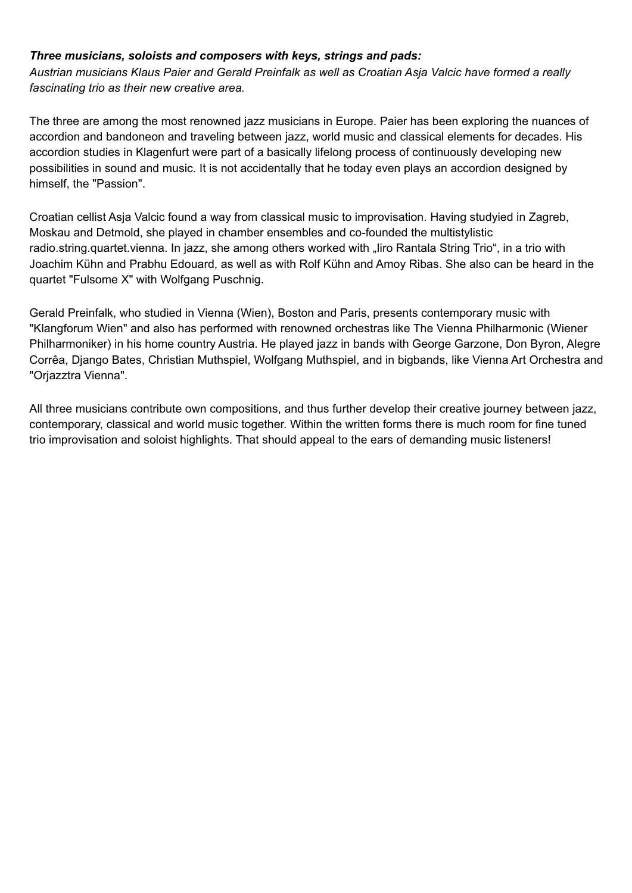***Three musicians, soloists and composers with keys, strings and pads:***
*Austrian musicians Klaus Paier and Gerald Preinfalk as well as Croatian Asja Valcic have formed a really fascinating trio as their new creative area.*

The three are among the most renowned jazz musicians in Europe. Paier has been exploring the nuances of accordion and bandoneon and traveling between jazz, world music and classical elements for decades. His accordion studies in Klagenfurt were part of a basically lifelong process of continuously developing new possibilities in sound and music. It is not accidentally that he today even plays an accordion designed by himself, the "Passion".

Croatian cellist Asja Valcic found a way from classical music to improvisation. Having studyied in Zagreb, Moskau and Detmold, she played in chamber ensembles and co-founded the multistylistic radio.string.quartet.vienna. In jazz, she among others worked with „Iiro Rantala String Trio", in a trio with Joachim Kühn and Prabhu Edouard, as well as with Rolf Kühn and Amoy Ribas. She also can be heard in the quartet "Fulsome X" with Wolfgang Puschnig.

Gerald Preinfalk, who studied in Vienna (Wien), Boston and Paris, presents contemporary music with "Klangforum Wien" and also has performed with renowned orchestras like The Vienna Philharmonic (Wiener Philharmoniker) in his home country Austria. He played jazz in bands with George Garzone, Don Byron, Alegre Corrêa, Django Bates, Christian Muthspiel, Wolfgang Muthspiel, and in bigbands, like Vienna Art Orchestra and "Orjazztra Vienna".

All three musicians contribute own compositions, and thus further develop their creative journey between jazz, contemporary, classical and world music together. Within the written forms there is much room for fine tuned trio improvisation and soloist highlights. That should appeal to the ears of demanding music listeners!